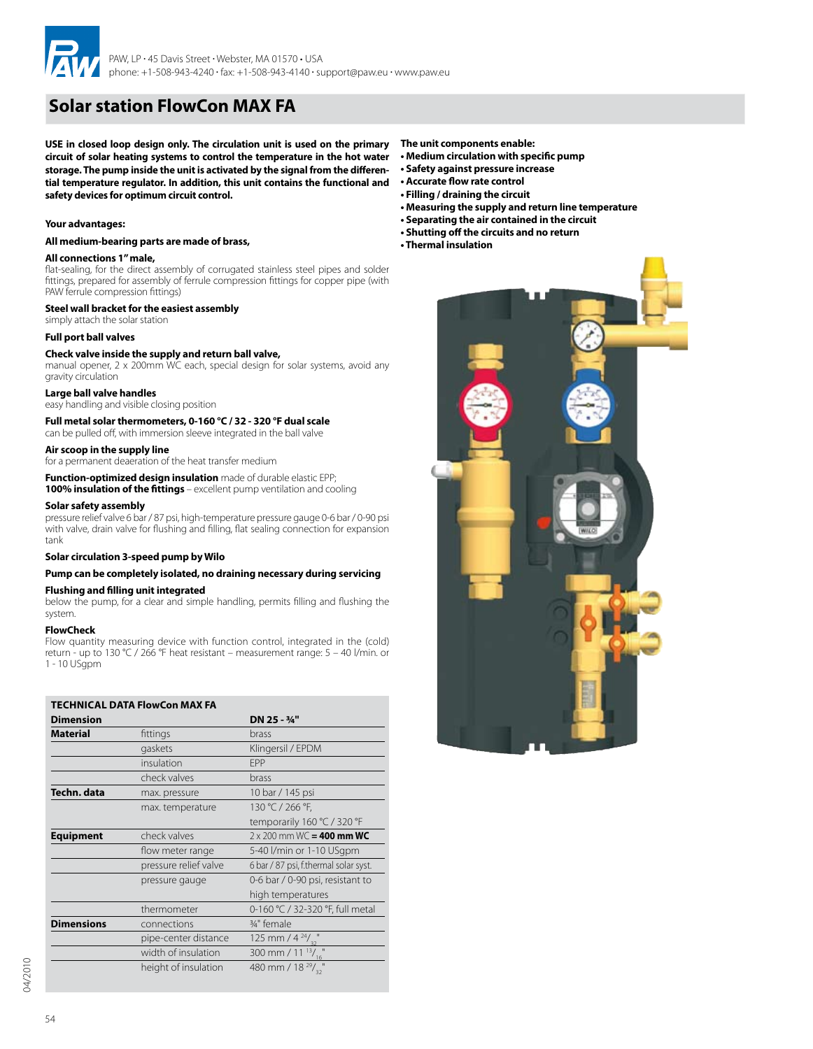PAW, LP • 45 Davis Street • Webster, MA 01570 • USA
phone: +1-508-943-4240 • fax: +1-508-943-4140 • support@paw.eu • www.paw.eu

# Solar station FlowCon MAX FA

**USE in closed loop design only. The circulation unit is used on the primary circuit of solar heating systems to control the temperature in the hot water storage. The pump inside the unit is activated by the signal from the differential temperature regulator. In addition, this unit contains the functional and safety devices for optimum circuit control.**

**Your advantages:**

**All medium-bearing parts are made of brass,**

**All connections 1" male,**
flat-sealing, for the direct assembly of corrugated stainless steel pipes and solder fittings, prepared for assembly of ferrule compression fittings for copper pipe (with PAW ferrule compression fittings)

**Steel wall bracket for the easiest assembly**
simply attach the solar station

**Full port ball valves**

**Check valve inside the supply and return ball valve,**
manual opener, 2 x 200mm WC each, special design for solar systems, avoid any gravity circulation

**Large ball valve handles**
easy handling and visible closing position

**Full metal solar thermometers, 0-160 °C / 32 - 320 °F dual scale**
can be pulled off, with immersion sleeve integrated in the ball valve

**Air scoop in the supply line**
for a permanent deaeration of the heat transfer medium

**Function-optimized design insulation** made of durable elastic EPP;
**100% insulation of the fittings** – excellent pump ventilation and cooling

**Solar safety assembly**
pressure relief valve 6 bar / 87 psi, high-temperature pressure gauge 0-6 bar / 0-90 psi with valve, drain valve for flushing and filling, flat sealing connection for expansion tank

**Solar circulation 3-speed pump by Wilo**

**Pump can be completely isolated, no draining necessary during servicing**

**Flushing and filling unit integrated**
below the pump, for a clear and simple handling, permits filling and flushing the system.

**FlowCheck**
Flow quantity measuring device with function control, integrated in the (cold) return - up to 130 °C / 266 °F heat resistant – measurement range: 5 – 40 l/min. or 1 - 10 USgpm

**TECHNICAL DATA FlowCon MAX FA**

| **Dimension** | | **DN 25 - ¾"** |
|---|---|---|
| **Material** | fittings | brass |
| | gaskets | Klingersil / EPDM |
| | insulation | EPP |
| | check valves | brass |
| **Techn. data** | max. pressure | 10 bar / 145 psi |
| | max. temperature | 130 °C / 266 °F, temporarily 160 °C / 320 °F |
| **Equipment** | check valves | 2 x 200 mm WC **= 400 mm WC** |
| | flow meter range | 5-40 l/min or 1-10 USgpm |
| | pressure relief valve | 6 bar / 87 psi, f.thermal solar syst. |
| | pressure gauge | 0-6 bar / 0-90 psi, resistant to high temperatures |
| | thermometer | 0-160 °C / 32-320 °F, full metal |
| **Dimensions** | connections | ¾" female |
| | pipe-center distance | 125 mm / 4 $^{24}/_{32}$" |
| | width of insulation | 300 mm / 11 $^{13}/_{16}$" |
| | height of insulation | 480 mm / 18 $^{29}/_{32}$" |

**The unit components enable:**

- **Medium circulation with specific pump**
- **Safety against pressure increase**
- **Accurate flow rate control**
- **Filling / draining the circuit**
- **Measuring the supply and return line temperature**
- **Separating the air contained in the circuit**
- **Shutting off the circuits and no return**
- **Thermal insulation**

04/2010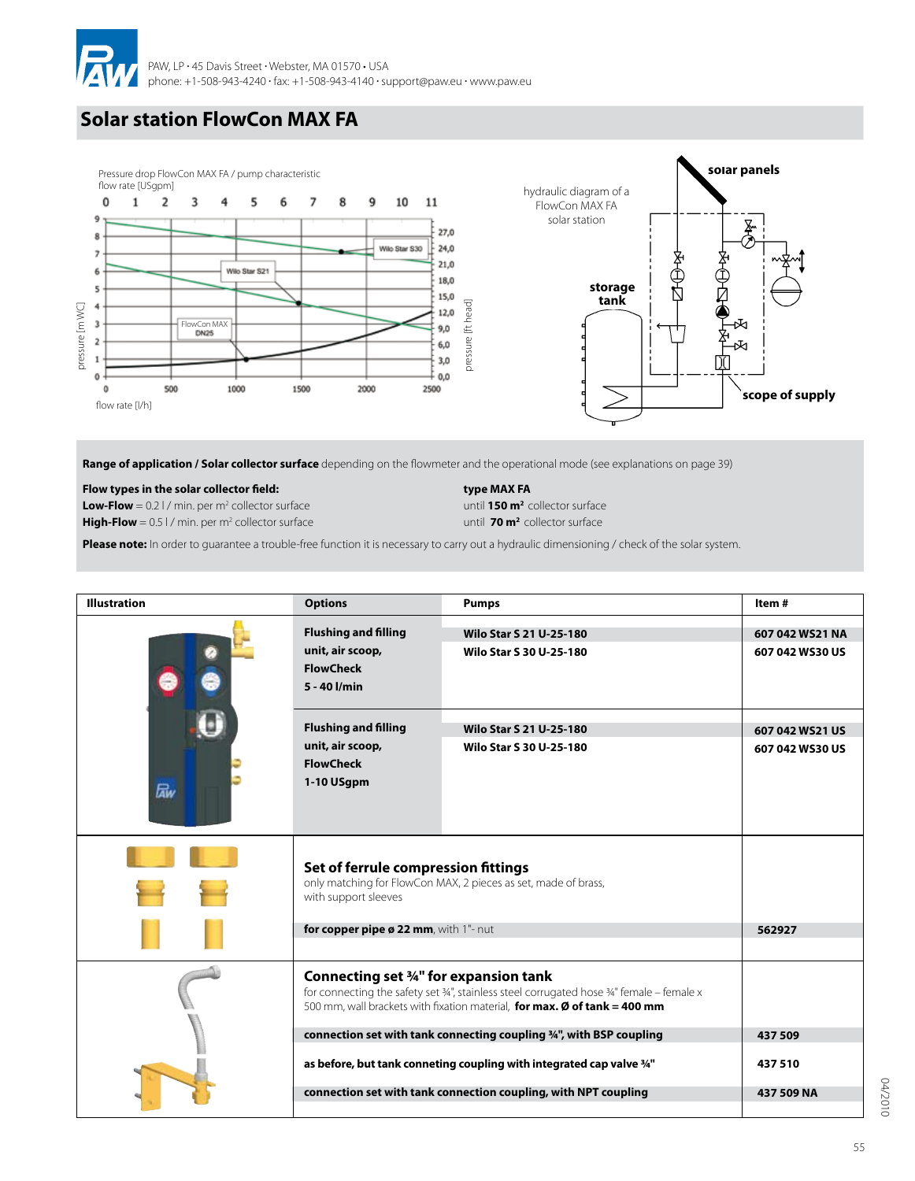PAW, LP • 45 Davis Street • Webster, MA 01570 • USA
phone: +1-508-943-4240 • fax: +1-508-943-4140 • support@paw.eu • www.paw.eu

# Solar station FlowCon MAX FA

Pressure drop FlowCon MAX FA / pump characteristic
flow rate [USgpm]
0 1 2 3 4 5 6 7 8 9 10 11
pressure [m WC]
0 1 2 3 4 5 6 7 8 9
pressure [ft head]
0,0 3,0 6,0 9,0 12,0 15,0 18,0 21,0 24,0 27,0
Wilo Star S30
Wilo Star S21
FlowCon MAX DN25
0 500 1000 1500 2000 2500
flow rate [l/h]

hydraulic diagram of a FlowCon MAX FA solar station
solar panels
storage tank
scope of supply

**Range of application / Solar collector surface** depending on the flowmeter and the operational mode (see explanations on page 39)

| **Flow types in the solar collector field:** | **type MAX FA** |
|---|---|
| **Low-Flow** = 0.2 l / min. per m² collector surface | until **150 m²** collector surface |
| **High-Flow** = 0.5 l / min. per m² collector surface | until **70 m²** collector surface |

**Please note:** In order to guarantee a trouble-free function it is necessary to carry out a hydraulic dimensioning / check of the solar system.

| Illustration | Options | Pumps | Item # |
|---|---|---|---|
| | **Flushing and filling unit, air scoop, FlowCheck 5 - 40 l/min** | **Wilo Star S 21 U-25-180** | **607 042 WS21 NA** |
| | | **Wilo Star S 30 U-25-180** | **607 042 WS30 US** |
| | **Flushing and filling unit, air scoop, FlowCheck 1-10 USgpm** | **Wilo Star S 21 U-25-180** | **607 042 WS21 US** |
| | | **Wilo Star S 30 U-25-180** | **607 042 WS30 US** |

| | | |
|---|---|---|
| | **Set of ferrule compression fittings**<br>only matching for FlowCon MAX, 2 pieces as set, made of brass, with support sleeves | |
| | **for copper pipe ø 22 mm**, with 1"- nut | **562927** |
| | **Connecting set ¾" for expansion tank**<br>for connecting the safety set ¾", stainless steel corrugated hose ¾" female – female x 500 mm, wall brackets with fixation material, **for max. Ø of tank = 400 mm** | |
| | **connection set with tank connecting coupling ¾", with BSP coupling** | **437 509** |
| | **as before, but tank conneting coupling with integrated cap valve ¾"** | **437 510** |
| | **connection set with tank connection coupling, with NPT coupling** | **437 509 NA** |

04/2010